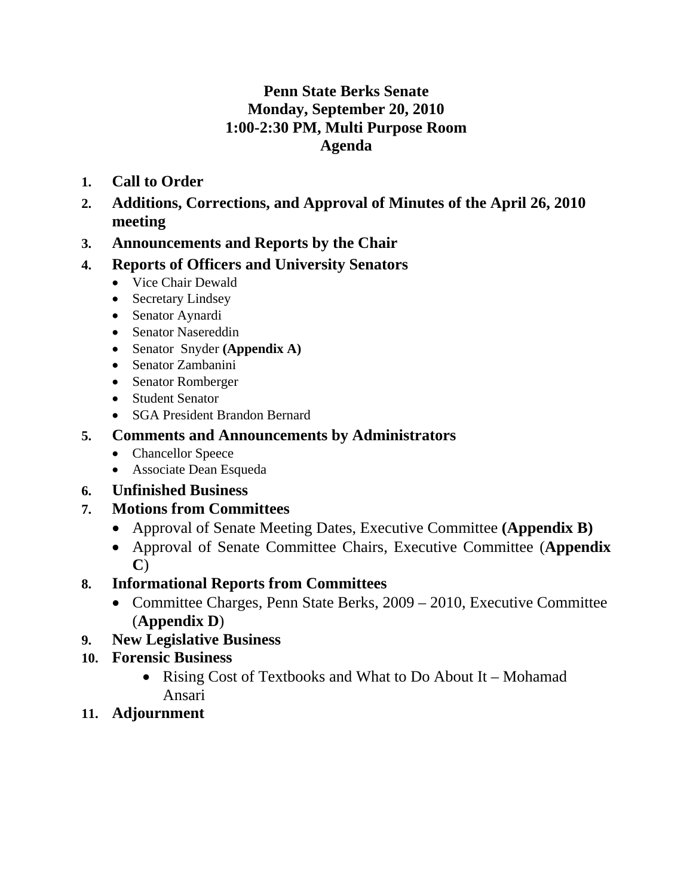# Penn State Berks Senate
## Monday, September 20, 2010
## 1:00-2:30 PM, Multi Purpose Room
## Agenda

1. **Call to Order**
2. **Additions, Corrections, and Approval of Minutes of the April 26, 2010 meeting**
3. **Announcements and Reports by the Chair**
4. **Reports of Officers and University Senators**
   - Vice Chair Dewald
   - Secretary Lindsey
   - Senator Aynardi
   - Senator Nasereddin
   - Senator Snyder **(Appendix A)**
   - Senator Zambanini
   - Senator Romberger
   - Student Senator
   - SGA President Brandon Bernard
5. **Comments and Announcements by Administrators**
   - Chancellor Speece
   - Associate Dean Esqueda
6. **Unfinished Business**
7. **Motions from Committees**
   - Approval of Senate Meeting Dates, Executive Committee **(Appendix B)**
   - Approval of Senate Committee Chairs, Executive Committee (**Appendix C**)
8. **Informational Reports from Committees**
   - Committee Charges, Penn State Berks, 2009 – 2010, Executive Committee (**Appendix D**)
9. **New Legislative Business**
10. **Forensic Business**
    - Rising Cost of Textbooks and What to Do About It – Mohamad Ansari
11. **Adjournment**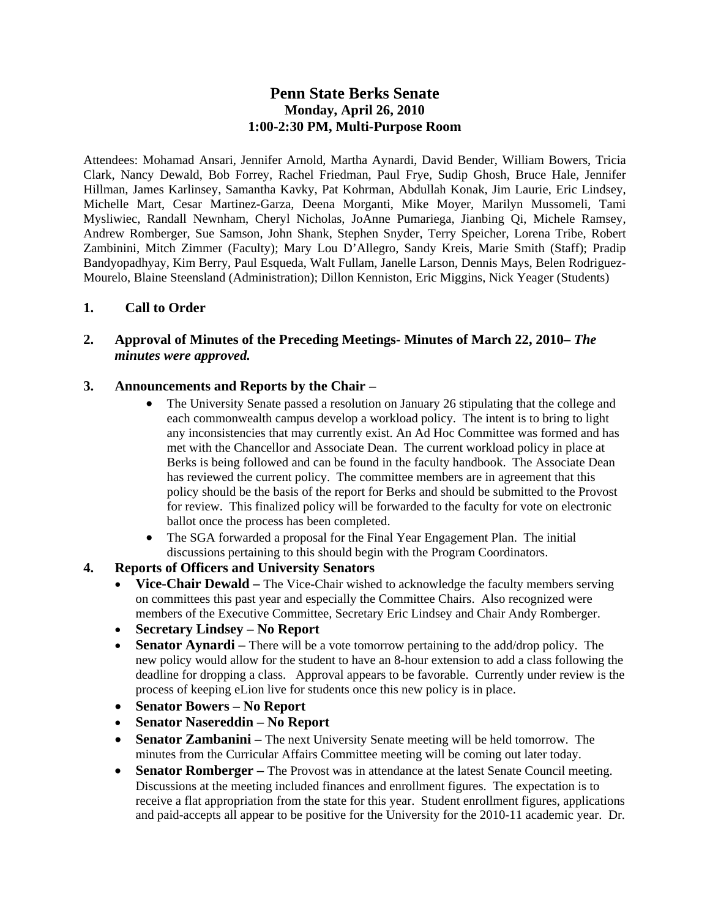# Penn State Berks Senate
## Monday, April 26, 2010
## 1:00-2:30 PM, Multi-Purpose Room

Attendees: Mohamad Ansari, Jennifer Arnold, Martha Aynardi, David Bender, William Bowers, Tricia Clark, Nancy Dewald, Bob Forrey, Rachel Friedman, Paul Frye, Sudip Ghosh, Bruce Hale, Jennifer Hillman, James Karlinsey, Samantha Kavky, Pat Kohrman, Abdullah Konak, Jim Laurie, Eric Lindsey, Michelle Mart, Cesar Martinez-Garza, Deena Morganti, Mike Moyer, Marilyn Mussomeli, Tami Mysliwiec, Randall Newnham, Cheryl Nicholas, JoAnne Pumariega, Jianbing Qi, Michele Ramsey, Andrew Romberger, Sue Samson, John Shank, Stephen Snyder, Terry Speicher, Lorena Tribe, Robert Zambinini, Mitch Zimmer (Faculty); Mary Lou D'Allegro, Sandy Kreis, Marie Smith (Staff); Pradip Bandyopadhyay, Kim Berry, Paul Esqueda, Walt Fullam, Janelle Larson, Dennis Mays, Belen Rodriguez-Mourelo, Blaine Steensland (Administration); Dillon Kenniston, Eric Miggins, Nick Yeager (Students)

**1. Call to Order**

**2. Approval of Minutes of the Preceding Meetings- Minutes of March 22, 2010–** ***The minutes were approved.***

**3. Announcements and Reports by the Chair –**

- The University Senate passed a resolution on January 26 stipulating that the college and each commonwealth campus develop a workload policy. The intent is to bring to light any inconsistencies that may currently exist. An Ad Hoc Committee was formed and has met with the Chancellor and Associate Dean. The current workload policy in place at Berks is being followed and can be found in the faculty handbook. The Associate Dean has reviewed the current policy. The committee members are in agreement that this policy should be the basis of the report for Berks and should be submitted to the Provost for review. This finalized policy will be forwarded to the faculty for vote on electronic ballot once the process has been completed.
- The SGA forwarded a proposal for the Final Year Engagement Plan. The initial discussions pertaining to this should begin with the Program Coordinators.

**4. Reports of Officers and University Senators**

- **Vice-Chair Dewald –** The Vice-Chair wished to acknowledge the faculty members serving on committees this past year and especially the Committee Chairs. Also recognized were members of the Executive Committee, Secretary Eric Lindsey and Chair Andy Romberger.
- **Secretary Lindsey – No Report**
- **Senator Aynardi –** There will be a vote tomorrow pertaining to the add/drop policy. The new policy would allow for the student to have an 8-hour extension to add a class following the deadline for dropping a class. Approval appears to be favorable. Currently under review is the process of keeping eLion live for students once this new policy is in place.
- **Senator Bowers – No Report**
- **Senator Nasereddin – No Report**
- **Senator Zambanini –** The next University Senate meeting will be held tomorrow. The minutes from the Curricular Affairs Committee meeting will be coming out later today.
- **Senator Romberger –** The Provost was in attendance at the latest Senate Council meeting. Discussions at the meeting included finances and enrollment figures. The expectation is to receive a flat appropriation from the state for this year. Student enrollment figures, applications and paid-accepts all appear to be positive for the University for the 2010-11 academic year. Dr.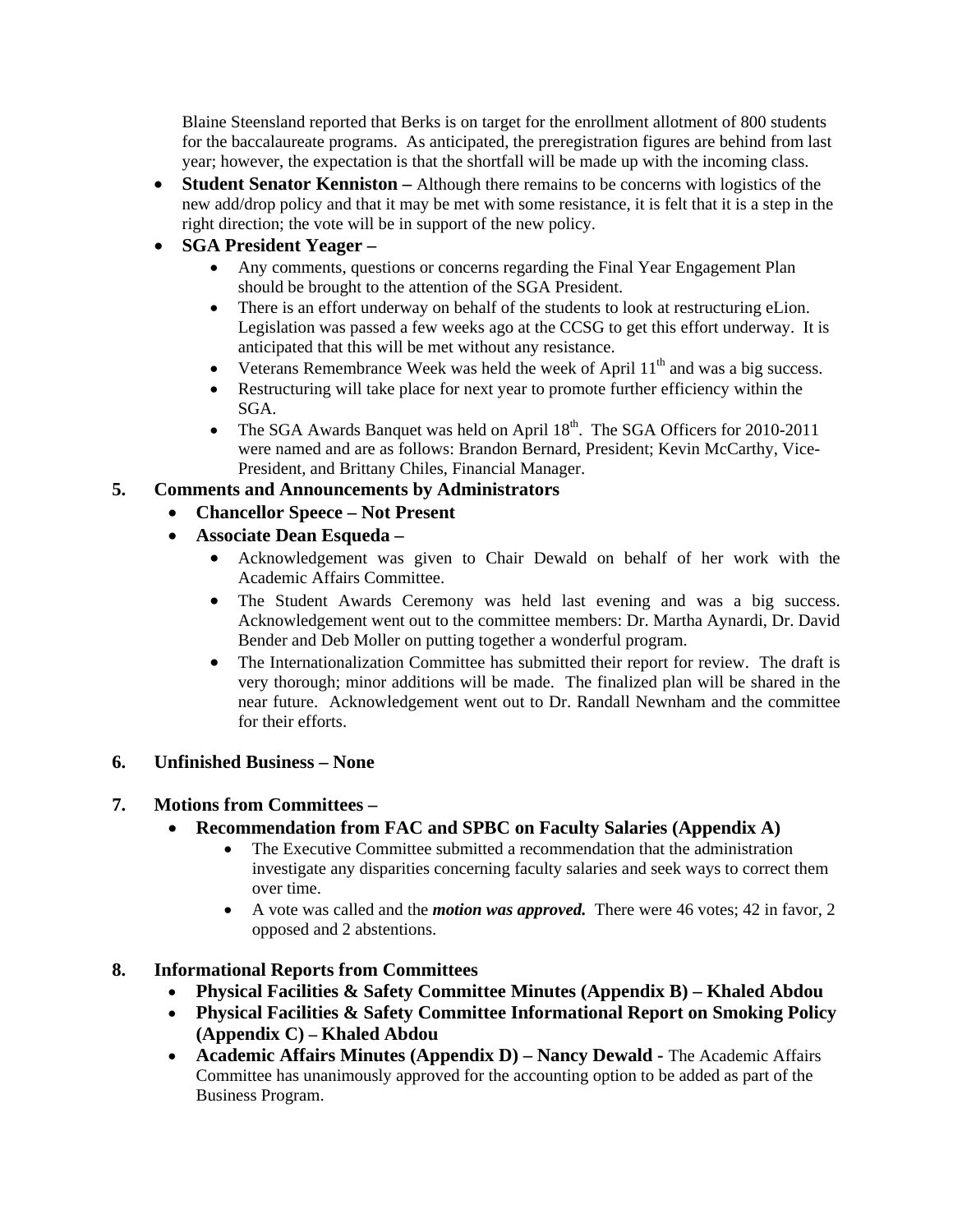Blaine Steensland reported that Berks is on target for the enrollment allotment of 800 students for the baccalaureate programs. As anticipated, the preregistration figures are behind from last year; however, the expectation is that the shortfall will be made up with the incoming class.

- **Student Senator Kenniston –** Although there remains to be concerns with logistics of the new add/drop policy and that it may be met with some resistance, it is felt that it is a step in the right direction; the vote will be in support of the new policy.
- **SGA President Yeager –**
  - Any comments, questions or concerns regarding the Final Year Engagement Plan should be brought to the attention of the SGA President.
  - There is an effort underway on behalf of the students to look at restructuring eLion. Legislation was passed a few weeks ago at the CCSG to get this effort underway. It is anticipated that this will be met without any resistance.
  - Veterans Remembrance Week was held the week of April 11th and was a big success.
  - Restructuring will take place for next year to promote further efficiency within the SGA.
  - The SGA Awards Banquet was held on April 18th. The SGA Officers for 2010-2011 were named and are as follows: Brandon Bernard, President; Kevin McCarthy, Vice-President, and Brittany Chiles, Financial Manager.

**5. Comments and Announcements by Administrators**

- **Chancellor Speece – Not Present**
- **Associate Dean Esqueda –**
  - Acknowledgement was given to Chair Dewald on behalf of her work with the Academic Affairs Committee.
  - The Student Awards Ceremony was held last evening and was a big success. Acknowledgement went out to the committee members: Dr. Martha Aynardi, Dr. David Bender and Deb Moller on putting together a wonderful program.
  - The Internationalization Committee has submitted their report for review. The draft is very thorough; minor additions will be made. The finalized plan will be shared in the near future. Acknowledgement went out to Dr. Randall Newnham and the committee for their efforts.

**6. Unfinished Business – None**

**7. Motions from Committees –**

- **Recommendation from FAC and SPBC on Faculty Salaries (Appendix A)**
  - The Executive Committee submitted a recommendation that the administration investigate any disparities concerning faculty salaries and seek ways to correct them over time.
  - A vote was called and the ***motion was approved.*** There were 46 votes; 42 in favor, 2 opposed and 2 abstentions.

**8. Informational Reports from Committees**

- **Physical Facilities & Safety Committee Minutes (Appendix B) – Khaled Abdou**
- **Physical Facilities & Safety Committee Informational Report on Smoking Policy (Appendix C) – Khaled Abdou**
- **Academic Affairs Minutes (Appendix D) – Nancy Dewald -** The Academic Affairs Committee has unanimously approved for the accounting option to be added as part of the Business Program.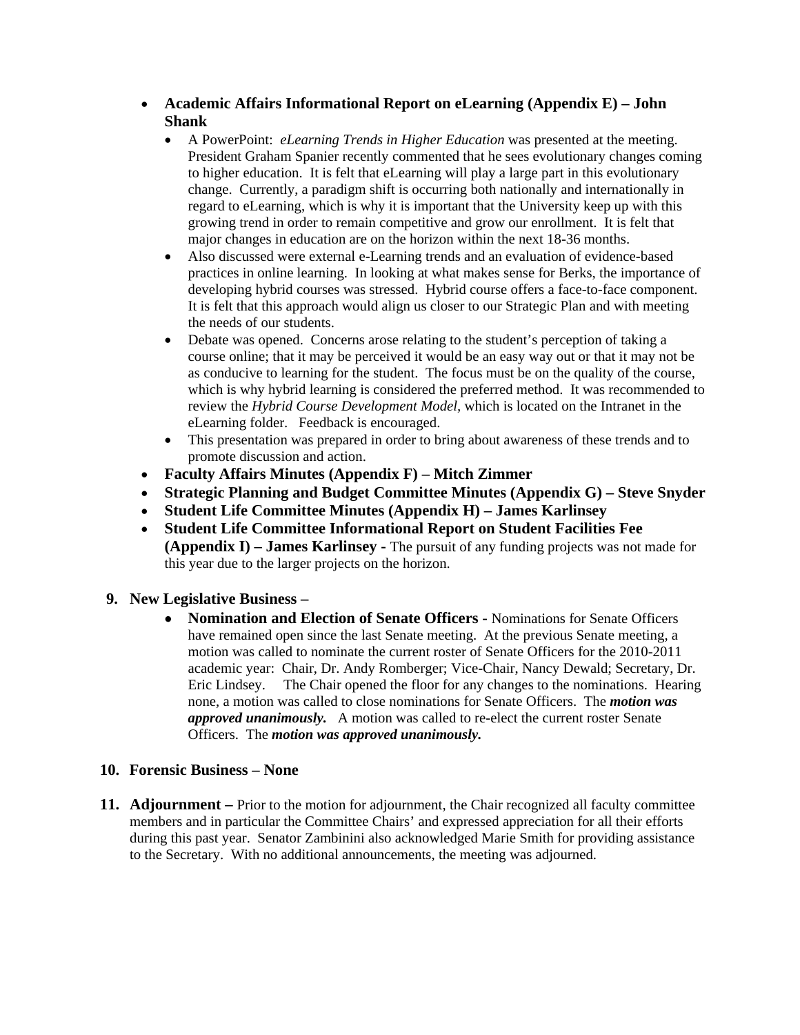- **Academic Affairs Informational Report on eLearning (Appendix E) – John Shank**
  - A PowerPoint: *eLearning Trends in Higher Education* was presented at the meeting. President Graham Spanier recently commented that he sees evolutionary changes coming to higher education. It is felt that eLearning will play a large part in this evolutionary change. Currently, a paradigm shift is occurring both nationally and internationally in regard to eLearning, which is why it is important that the University keep up with this growing trend in order to remain competitive and grow our enrollment. It is felt that major changes in education are on the horizon within the next 18-36 months.
  - Also discussed were external e-Learning trends and an evaluation of evidence-based practices in online learning. In looking at what makes sense for Berks, the importance of developing hybrid courses was stressed. Hybrid course offers a face-to-face component. It is felt that this approach would align us closer to our Strategic Plan and with meeting the needs of our students.
  - Debate was opened. Concerns arose relating to the student's perception of taking a course online; that it may be perceived it would be an easy way out or that it may not be as conducive to learning for the student. The focus must be on the quality of the course, which is why hybrid learning is considered the preferred method. It was recommended to review the *Hybrid Course Development Model*, which is located on the Intranet in the eLearning folder. Feedback is encouraged.
  - This presentation was prepared in order to bring about awareness of these trends and to promote discussion and action.
- **Faculty Affairs Minutes (Appendix F) – Mitch Zimmer**
- **Strategic Planning and Budget Committee Minutes (Appendix G) – Steve Snyder**
- **Student Life Committee Minutes (Appendix H) – James Karlinsey**
- **Student Life Committee Informational Report on Student Facilities Fee (Appendix I) – James Karlinsey -** The pursuit of any funding projects was not made for this year due to the larger projects on the horizon.

9. **New Legislative Business –**
   - **Nomination and Election of Senate Officers -** Nominations for Senate Officers have remained open since the last Senate meeting. At the previous Senate meeting, a motion was called to nominate the current roster of Senate Officers for the 2010-2011 academic year: Chair, Dr. Andy Romberger; Vice-Chair, Nancy Dewald; Secretary, Dr. Eric Lindsey. The Chair opened the floor for any changes to the nominations. Hearing none, a motion was called to close nominations for Senate Officers. The ***motion was approved unanimously.*** A motion was called to re-elect the current roster Senate Officers. The ***motion was approved unanimously.***

10. **Forensic Business – None**

11. **Adjournment –** Prior to the motion for adjournment, the Chair recognized all faculty committee members and in particular the Committee Chairs' and expressed appreciation for all their efforts during this past year. Senator Zambinini also acknowledged Marie Smith for providing assistance to the Secretary. With no additional announcements, the meeting was adjourned.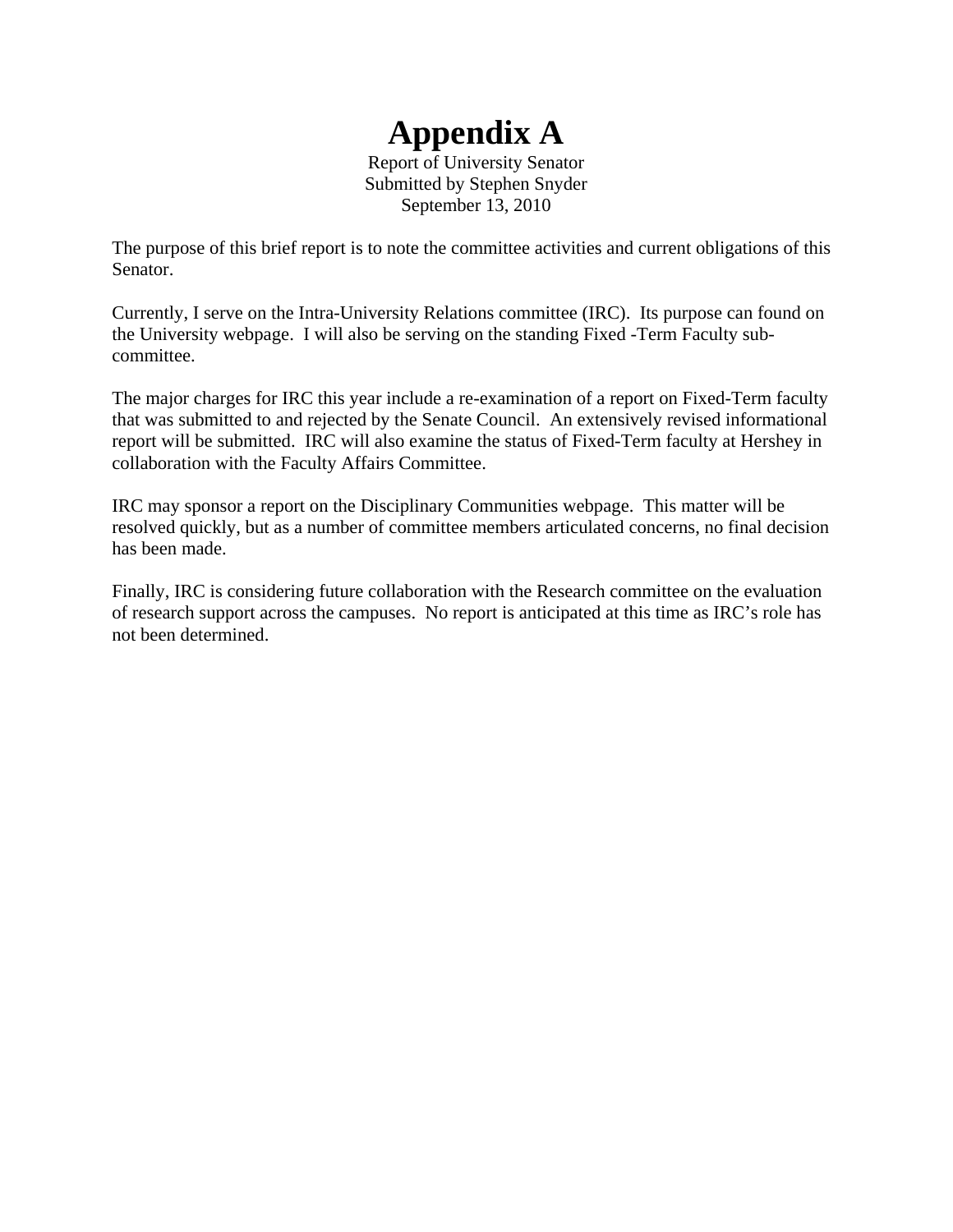# Appendix A

Report of University Senator
Submitted by Stephen Snyder
September 13, 2010

The purpose of this brief report is to note the committee activities and current obligations of this Senator.

Currently, I serve on the Intra-University Relations committee (IRC). Its purpose can found on the University webpage. I will also be serving on the standing Fixed -Term Faculty sub-committee.

The major charges for IRC this year include a re-examination of a report on Fixed-Term faculty that was submitted to and rejected by the Senate Council. An extensively revised informational report will be submitted. IRC will also examine the status of Fixed-Term faculty at Hershey in collaboration with the Faculty Affairs Committee.

IRC may sponsor a report on the Disciplinary Communities webpage. This matter will be resolved quickly, but as a number of committee members articulated concerns, no final decision has been made.

Finally, IRC is considering future collaboration with the Research committee on the evaluation of research support across the campuses. No report is anticipated at this time as IRC's role has not been determined.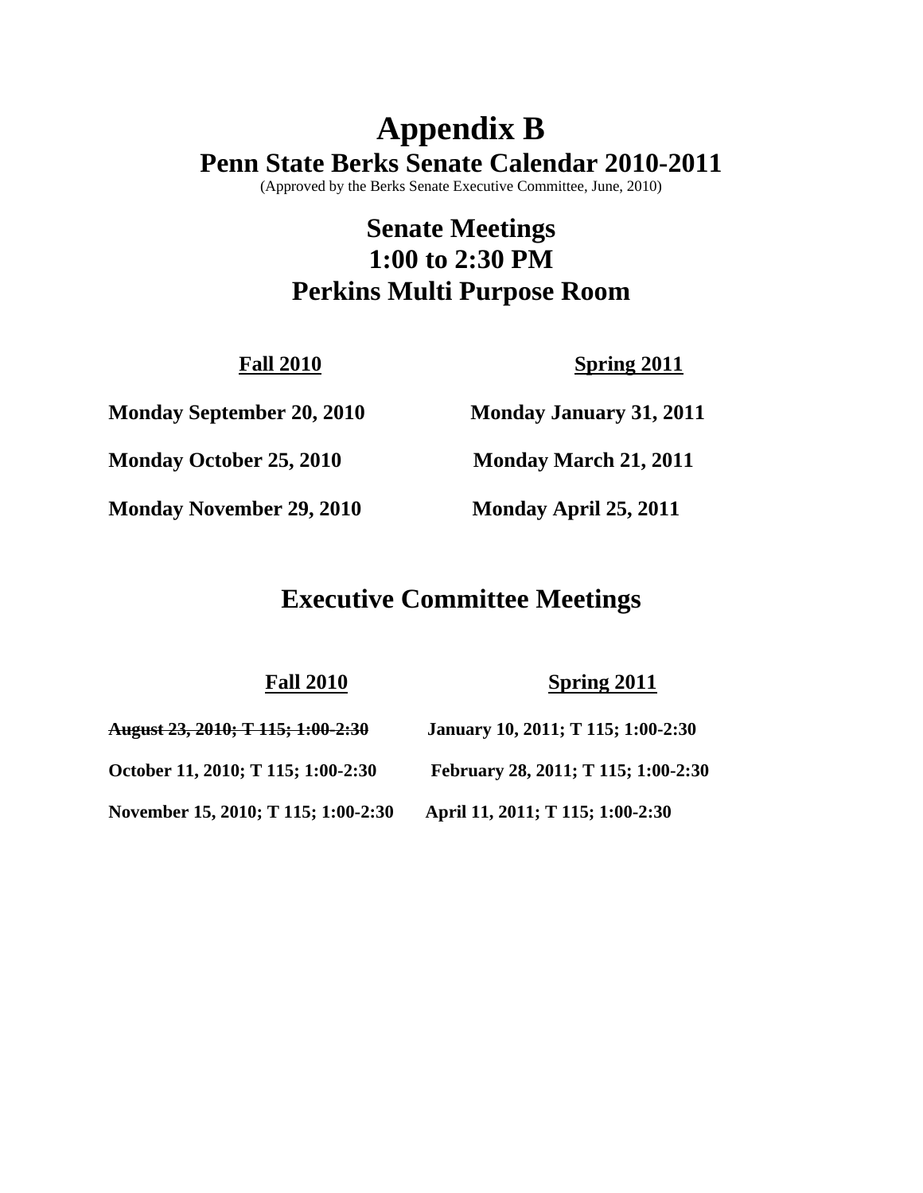# Appendix B

## Penn State Berks Senate Calendar 2010-2011

(Approved by the Berks Senate Executive Committee, June, 2010)

## Senate Meetings
## 1:00 to 2:30 PM
## Perkins Multi Purpose Room

| **Fall 2010** | **Spring 2011** |
|---|---|
| **Monday September 20, 2010** | **Monday January 31, 2011** |
| **Monday October 25, 2010** | **Monday March 21, 2011** |
| **Monday November 29, 2010** | **Monday April 25, 2011** |

## Executive Committee Meetings

| **Fall 2010** | **Spring 2011** |
|---|---|
| ~~**August 23, 2010; T 115; 1:00-2:30**~~ | **January 10, 2011; T 115; 1:00-2:30** |
| **October 11, 2010; T 115; 1:00-2:30** | **February 28, 2011; T 115; 1:00-2:30** |
| **November 15, 2010; T 115; 1:00-2:30** | **April 11, 2011; T 115; 1:00-2:30** |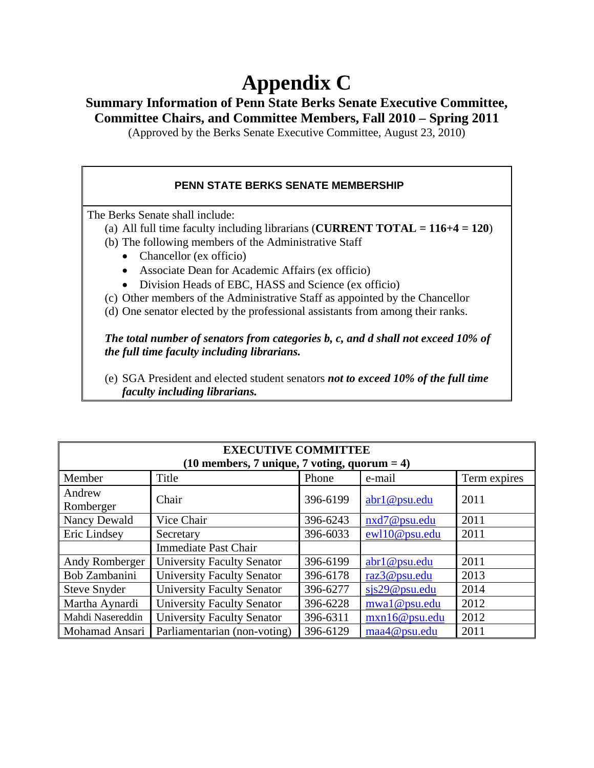# Appendix C

## Summary Information of Penn State Berks Senate Executive Committee, Committee Chairs, and Committee Members, Fall 2010 – Spring 2011

(Approved by the Berks Senate Executive Committee, August 23, 2010)

### PENN STATE BERKS SENATE MEMBERSHIP

The Berks Senate shall include:

(a) All full time faculty including librarians (**CURRENT TOTAL = 116+4 = 120**)

(b) The following members of the Administrative Staff
- Chancellor (ex officio)
- Associate Dean for Academic Affairs (ex officio)
- Division Heads of EBC, HASS and Science (ex officio)

(c) Other members of the Administrative Staff as appointed by the Chancellor

(d) One senator elected by the professional assistants from among their ranks.

***The total number of senators from categories b, c, and d shall not exceed 10% of the full time faculty including librarians.***

(e) SGA President and elected student senators ***not to exceed 10% of the full time faculty including librarians.***

| **EXECUTIVE COMMITTEE (10 members, 7 unique, 7 voting, quorum = 4)** | | | | |
|---|---|---|---|---|
| Member | Title | Phone | e-mail | Term expires |
| Andrew Romberger | Chair | 396-6199 | abr1@psu.edu | 2011 |
| Nancy Dewald | Vice Chair | 396-6243 | nxd7@psu.edu | 2011 |
| Eric Lindsey | Secretary | 396-6033 | ewl10@psu.edu | 2011 |
| | Immediate Past Chair | | | |
| Andy Romberger | University Faculty Senator | 396-6199 | abr1@psu.edu | 2011 |
| Bob Zambanini | University Faculty Senator | 396-6178 | raz3@psu.edu | 2013 |
| Steve Snyder | University Faculty Senator | 396-6277 | sjs29@psu.edu | 2014 |
| Martha Aynardi | University Faculty Senator | 396-6228 | mwa1@psu.edu | 2012 |
| Mahdi Nasereddin | University Faculty Senator | 396-6311 | mxn16@psu.edu | 2012 |
| Mohamad Ansari | Parliamentarian (non-voting) | 396-6129 | maa4@psu.edu | 2011 |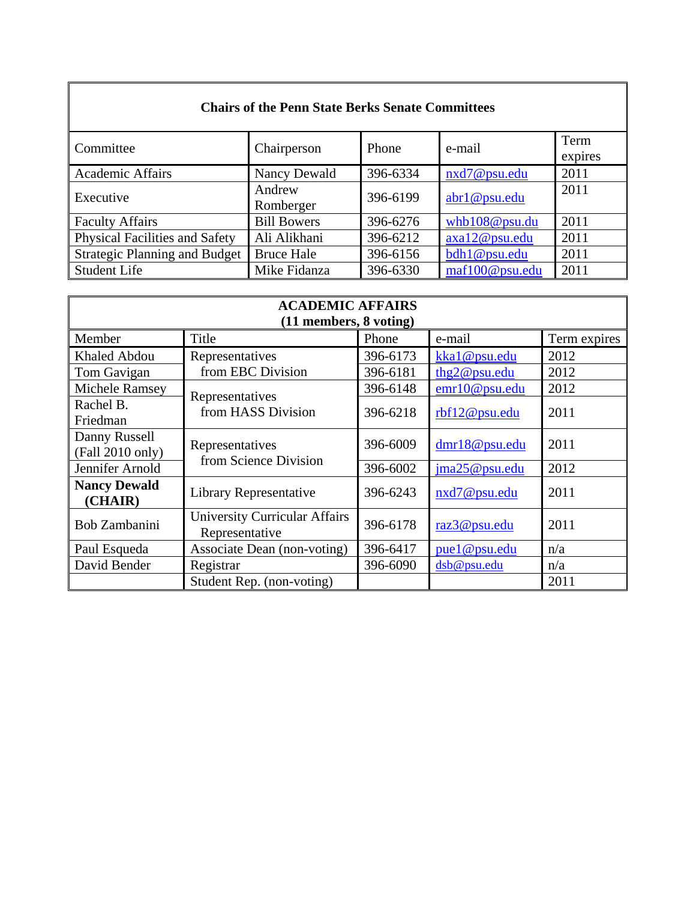| **Chairs of the Penn State Berks Senate Committees** | | | | |
|---|---|---|---|---|
| Committee | Chairperson | Phone | e-mail | Term expires |
| Academic Affairs | Nancy Dewald | 396-6334 | nxd7@psu.edu | 2011 |
| Executive | Andrew Romberger | 396-6199 | abr1@psu.edu | 2011 |
| Faculty Affairs | Bill Bowers | 396-6276 | whb108@psu.du | 2011 |
| Physical Facilities and Safety | Ali Alikhani | 396-6212 | axa12@psu.edu | 2011 |
| Strategic Planning and Budget | Bruce Hale | 396-6156 | bdh1@psu.edu | 2011 |
| Student Life | Mike Fidanza | 396-6330 | maf100@psu.edu | 2011 |

| **ACADEMIC AFFAIRS (11 members, 8 voting)** | | | | |
|---|---|---|---|---|
| Member | Title | Phone | e-mail | Term expires |
| Khaled Abdou | Representatives from EBC Division | 396-6173 | kka1@psu.edu | 2012 |
| Tom Gavigan | | 396-6181 | thg2@psu.edu | 2012 |
| Michele Ramsey | Representatives from HASS Division | 396-6148 | emr10@psu.edu | 2012 |
| Rachel B. Friedman | | 396-6218 | rbf12@psu.edu | 2011 |
| Danny Russell (Fall 2010 only) | Representatives from Science Division | 396-6009 | dmr18@psu.edu | 2011 |
| Jennifer Arnold | | 396-6002 | jma25@psu.edu | 2012 |
| **Nancy Dewald (CHAIR)** | Library Representative | 396-6243 | nxd7@psu.edu | 2011 |
| Bob Zambanini | University Curricular Affairs Representative | 396-6178 | raz3@psu.edu | 2011 |
| Paul Esqueda | Associate Dean (non-voting) | 396-6417 | pue1@psu.edu | n/a |
| David Bender | Registrar | 396-6090 | dsb@psu.edu | n/a |
| | Student Rep. (non-voting) | | | 2011 |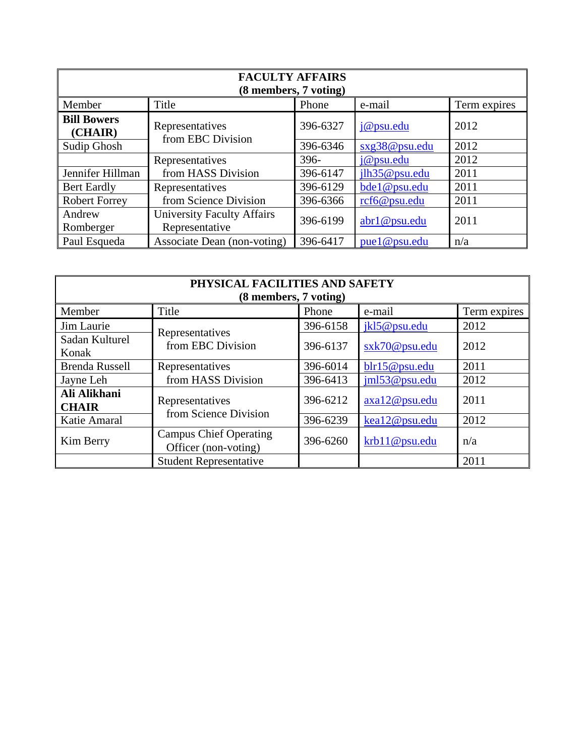| FACULTY AFFAIRS (8 members, 7 voting) | | | | |
|---|---|---|---|---|
| Member | Title | Phone | e-mail | Term expires |
| **Bill Bowers (CHAIR)** | Representatives from EBC Division | 396-6327 | j@psu.edu | 2012 |
| Sudip Ghosh | | 396-6346 | sxg38@psu.edu | 2012 |
| | Representatives from HASS Division | 396- | j@psu.edu | 2012 |
| Jennifer Hillman | | 396-6147 | jlh35@psu.edu | 2011 |
| Bert Eardly | Representatives from Science Division | 396-6129 | bde1@psu.edu | 2011 |
| Robert Forrey | | 396-6366 | rcf6@psu.edu | 2011 |
| Andrew Romberger | University Faculty Affairs Representative | 396-6199 | abr1@psu.edu | 2011 |
| Paul Esqueda | Associate Dean (non-voting) | 396-6417 | pue1@psu.edu | n/a |

| PHYSICAL FACILITIES AND SAFETY (8 members, 7 voting) | | | | |
|---|---|---|---|---|
| Member | Title | Phone | e-mail | Term expires |
| Jim Laurie | Representatives from EBC Division | 396-6158 | jkl5@psu.edu | 2012 |
| Sadan Kulturel Konak | | 396-6137 | sxk70@psu.edu | 2012 |
| Brenda Russell | Representatives from HASS Division | 396-6014 | blr15@psu.edu | 2011 |
| Jayne Leh | | 396-6413 | jml53@psu.edu | 2012 |
| **Ali Alikhani CHAIR** | Representatives from Science Division | 396-6212 | axa12@psu.edu | 2011 |
| Katie Amaral | | 396-6239 | kea12@psu.edu | 2012 |
| Kim Berry | Campus Chief Operating Officer (non-voting) | 396-6260 | krb11@psu.edu | n/a |
| | Student Representative | | | 2011 |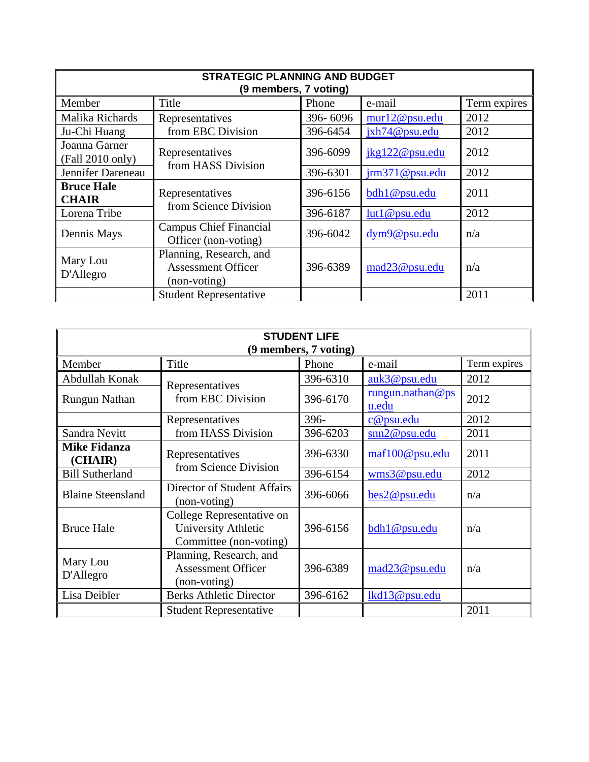| STRATEGIC PLANNING AND BUDGET (9 members, 7 voting) | | | | |
|---|---|---|---|---|
| Member | Title | Phone | e-mail | Term expires |
| Malika Richards | Representatives from EBC Division | 396- 6096 | mur12@psu.edu | 2012 |
| Ju-Chi Huang | | 396-6454 | jxh74@psu.edu | 2012 |
| Joanna Garner (Fall 2010 only) | Representatives from HASS Division | 396-6099 | jkg122@psu.edu | 2012 |
| Jennifer Dareneau | | 396-6301 | jrm371@psu.edu | 2012 |
| **Bruce Hale CHAIR** | Representatives from Science Division | 396-6156 | bdh1@psu.edu | 2011 |
| Lorena Tribe | | 396-6187 | lut1@psu.edu | 2012 |
| Dennis Mays | Campus Chief Financial Officer (non-voting) | 396-6042 | dym9@psu.edu | n/a |
| Mary Lou D'Allegro | Planning, Research, and Assessment Officer (non-voting) | 396-6389 | mad23@psu.edu | n/a |
| | Student Representative | | | 2011 |

| STUDENT LIFE (9 members, 7 voting) | | | | |
|---|---|---|---|---|
| Member | Title | Phone | e-mail | Term expires |
| Abdullah Konak | Representatives from EBC Division | 396-6310 | auk3@psu.edu | 2012 |
| Rungun Nathan | | 396-6170 | rungun.nathan@psu.edu | 2012 |
| | Representatives from HASS Division | 396- | c@psu.edu | 2012 |
| Sandra Nevitt | | 396-6203 | snn2@psu.edu | 2011 |
| **Mike Fidanza (CHAIR)** | Representatives from Science Division | 396-6330 | maf100@psu.edu | 2011 |
| Bill Sutherland | | 396-6154 | wms3@psu.edu | 2012 |
| Blaine Steensland | Director of Student Affairs (non-voting) | 396-6066 | bes2@psu.edu | n/a |
| Bruce Hale | College Representative on University Athletic Committee (non-voting) | 396-6156 | bdh1@psu.edu | n/a |
| Mary Lou D'Allegro | Planning, Research, and Assessment Officer (non-voting) | 396-6389 | mad23@psu.edu | n/a |
| Lisa Deibler | Berks Athletic Director | 396-6162 | lkd13@psu.edu | |
| | Student Representative | | | 2011 |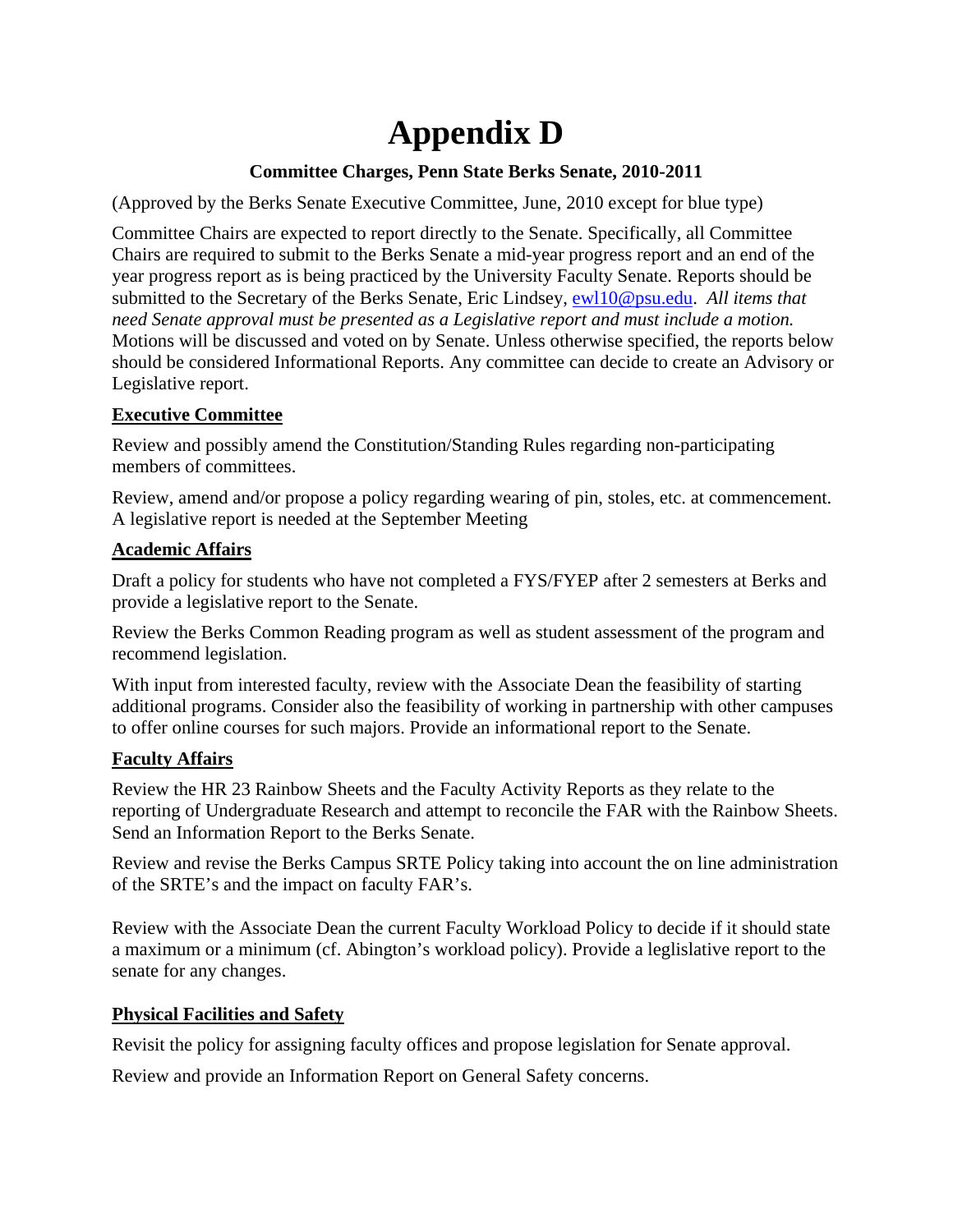# Appendix D

**Committee Charges, Penn State Berks Senate, 2010-2011**

(Approved by the Berks Senate Executive Committee, June, 2010 except for blue type)

Committee Chairs are expected to report directly to the Senate. Specifically, all Committee Chairs are required to submit to the Berks Senate a mid-year progress report and an end of the year progress report as is being practiced by the University Faculty Senate. Reports should be submitted to the Secretary of the Berks Senate, Eric Lindsey, ewl10@psu.edu. *All items that need Senate approval must be presented as a Legislative report and must include a motion.* Motions will be discussed and voted on by Senate. Unless otherwise specified, the reports below should be considered Informational Reports. Any committee can decide to create an Advisory or Legislative report.

**Executive Committee**

Review and possibly amend the Constitution/Standing Rules regarding non-participating members of committees.

Review, amend and/or propose a policy regarding wearing of pin, stoles, etc. at commencement. A legislative report is needed at the September Meeting

**Academic Affairs**

Draft a policy for students who have not completed a FYS/FYEP after 2 semesters at Berks and provide a legislative report to the Senate.

Review the Berks Common Reading program as well as student assessment of the program and recommend legislation.

With input from interested faculty, review with the Associate Dean the feasibility of starting additional programs. Consider also the feasibility of working in partnership with other campuses to offer online courses for such majors. Provide an informational report to the Senate.

**Faculty Affairs**

Review the HR 23 Rainbow Sheets and the Faculty Activity Reports as they relate to the reporting of Undergraduate Research and attempt to reconcile the FAR with the Rainbow Sheets. Send an Information Report to the Berks Senate.

Review and revise the Berks Campus SRTE Policy taking into account the on line administration of the SRTE's and the impact on faculty FAR's.

Review with the Associate Dean the current Faculty Workload Policy to decide if it should state a maximum or a minimum (cf. Abington's workload policy). Provide a leglislative report to the senate for any changes.

**Physical Facilities and Safety**

Revisit the policy for assigning faculty offices and propose legislation for Senate approval.

Review and provide an Information Report on General Safety concerns.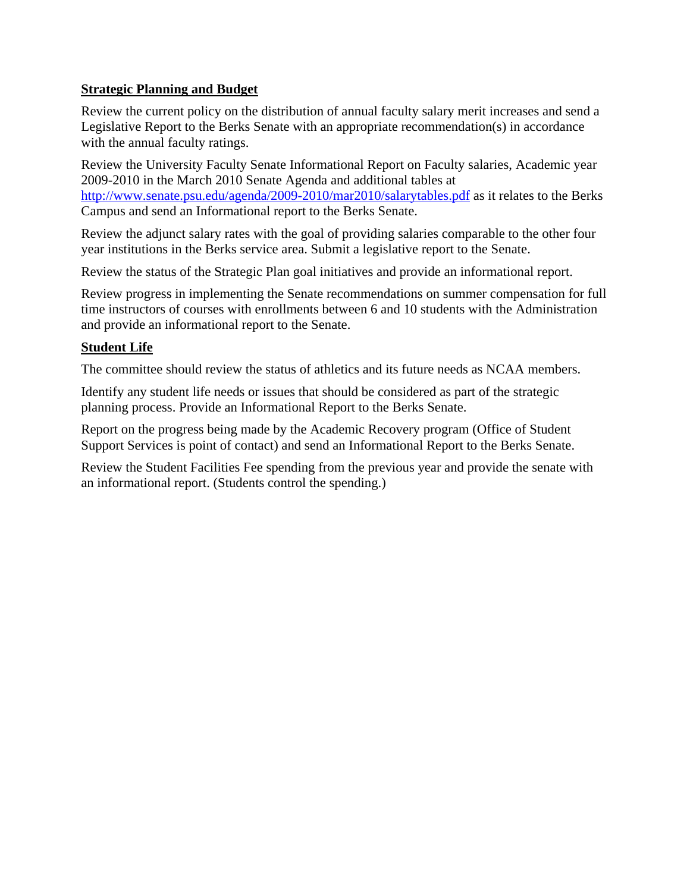**Strategic Planning and Budget**

Review the current policy on the distribution of annual faculty salary merit increases and send a Legislative Report to the Berks Senate with an appropriate recommendation(s) in accordance with the annual faculty ratings.

Review the University Faculty Senate Informational Report on Faculty salaries, Academic year 2009-2010 in the March 2010 Senate Agenda and additional tables at http://www.senate.psu.edu/agenda/2009-2010/mar2010/salarytables.pdf as it relates to the Berks Campus and send an Informational report to the Berks Senate.

Review the adjunct salary rates with the goal of providing salaries comparable to the other four year institutions in the Berks service area. Submit a legislative report to the Senate.

Review the status of the Strategic Plan goal initiatives and provide an informational report.

Review progress in implementing the Senate recommendations on summer compensation for full time instructors of courses with enrollments between 6 and 10 students with the Administration and provide an informational report to the Senate.

**Student Life**

The committee should review the status of athletics and its future needs as NCAA members.

Identify any student life needs or issues that should be considered as part of the strategic planning process. Provide an Informational Report to the Berks Senate.

Report on the progress being made by the Academic Recovery program (Office of Student Support Services is point of contact) and send an Informational Report to the Berks Senate.

Review the Student Facilities Fee spending from the previous year and provide the senate with an informational report. (Students control the spending.)